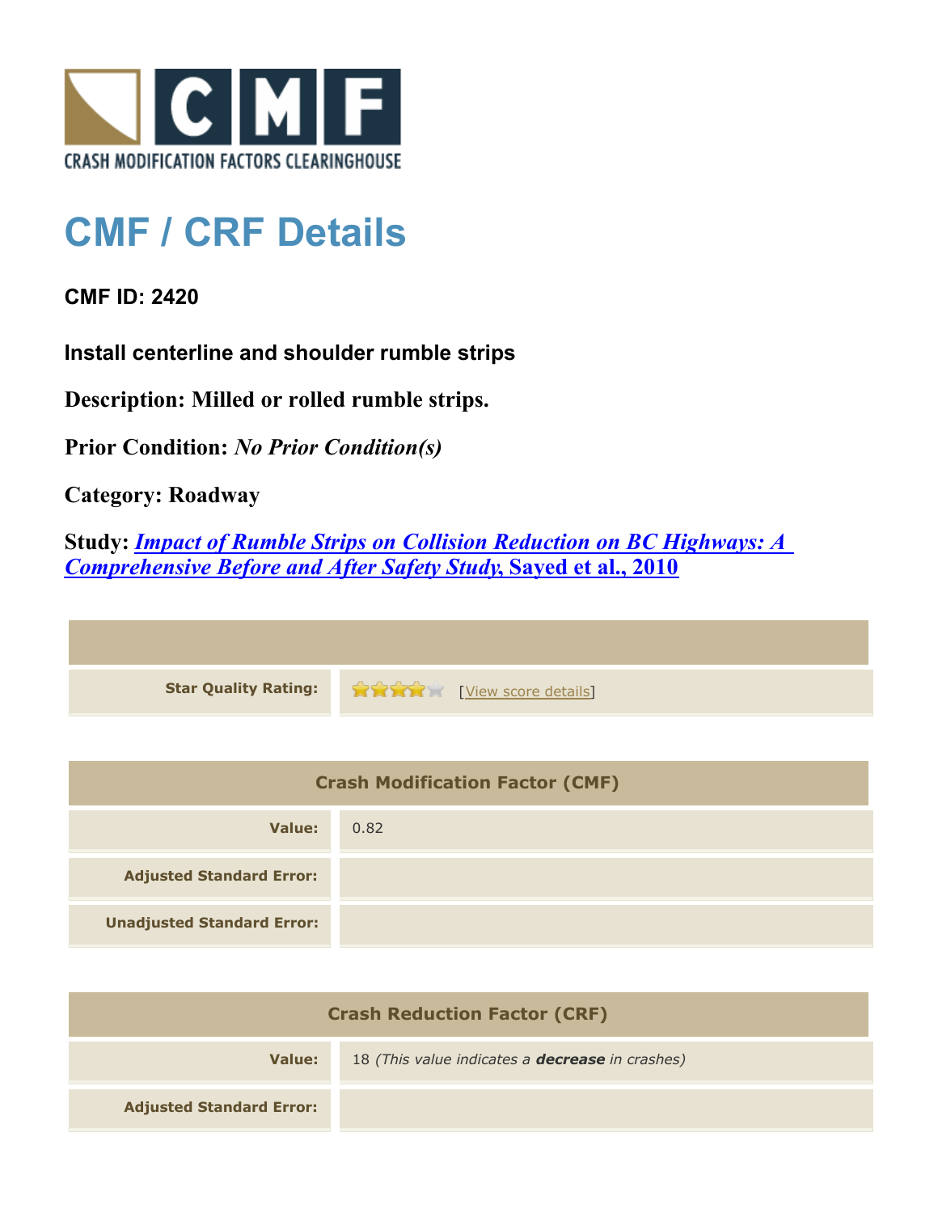# CMF / CRF Details

**CMF ID: 2420**

**Install centerline and shoulder rumble strips**

**Description: Milled or rolled rumble strips.**

**Prior Condition:** ***No Prior Condition(s)***

**Category: Roadway**

**Study:** ***Impact of Rumble Strips on Collision Reduction on BC Highways: A Comprehensive Before and After Safety Study*, Sayed et al., 2010**

| | |
|---|---|
| **Star Quality Rating:** | 4 of 5 stars [View score details] |

| **Crash Modification Factor (CMF)** | |
|---|---|
| **Value:** | 0.82 |
| **Adjusted Standard Error:** | |
| **Unadjusted Standard Error:** | |

| **Crash Reduction Factor (CRF)** | |
|---|---|
| **Value:** | 18 *(This value indicates a **decrease** in crashes)* |
| **Adjusted Standard Error:** | |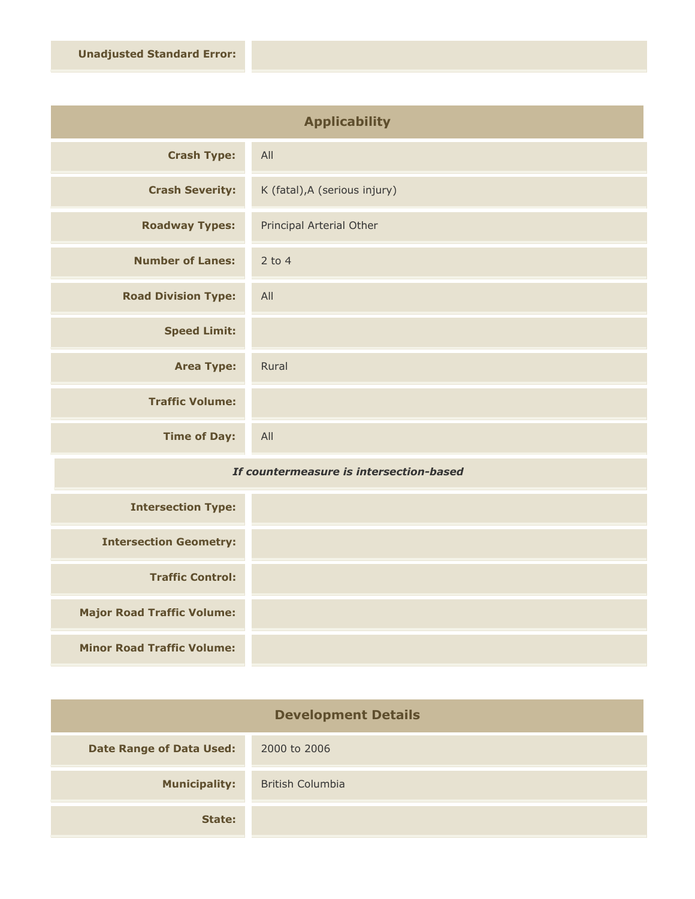| | |
|---|---|
| **Unadjusted Standard Error:** | |

## Applicability

| | |
|---|---|
| **Crash Type:** | All |
| **Crash Severity:** | K (fatal),A (serious injury) |
| **Roadway Types:** | Principal Arterial Other |
| **Number of Lanes:** | 2 to 4 |
| **Road Division Type:** | All |
| **Speed Limit:** | |
| **Area Type:** | Rural |
| **Traffic Volume:** | |
| **Time of Day:** | All |

***If countermeasure is intersection-based***

| | |
|---|---|
| **Intersection Type:** | |
| **Intersection Geometry:** | |
| **Traffic Control:** | |
| **Major Road Traffic Volume:** | |
| **Minor Road Traffic Volume:** | |

## Development Details

| | |
|---|---|
| **Date Range of Data Used:** | 2000 to 2006 |
| **Municipality:** | British Columbia |
| **State:** | |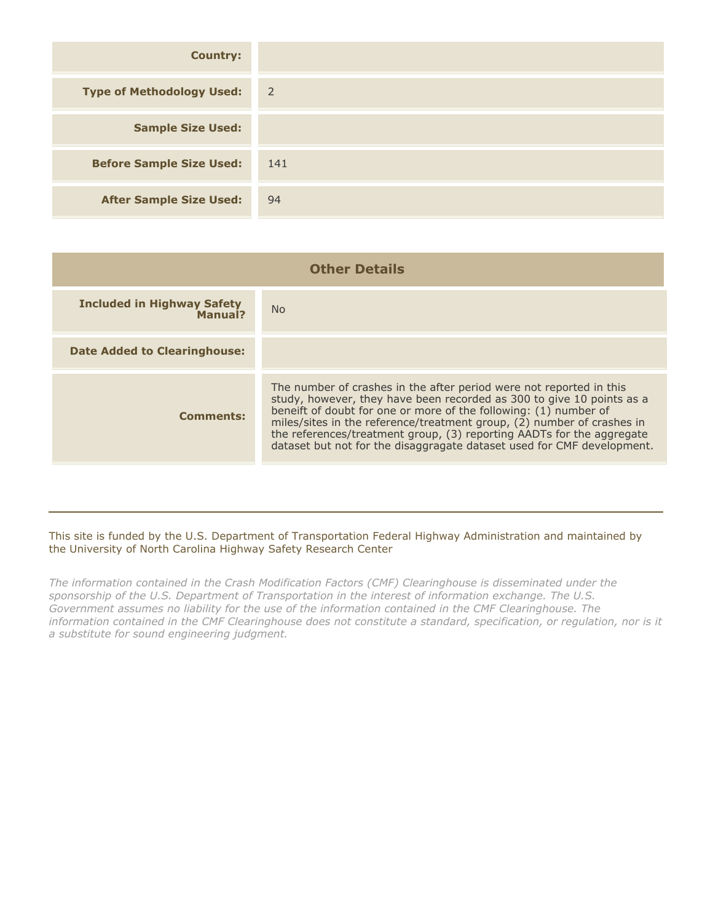| | |
|---|---|
| **Country:** | |
| **Type of Methodology Used:** | 2 |
| **Sample Size Used:** | |
| **Before Sample Size Used:** | 141 |
| **After Sample Size Used:** | 94 |

## Other Details

| | |
|---|---|
| **Included in Highway Safety Manual?** | No |
| **Date Added to Clearinghouse:** | |
| **Comments:** | The number of crashes in the after period were not reported in this study, however, they have been recorded as 300 to give 10 points as a beneift of doubt for one or more of the following: (1) number of miles/sites in the reference/treatment group, (2) number of crashes in the references/treatment group, (3) reporting AADTs for the aggregate dataset but not for the disaggragate dataset used for CMF development. |

This site is funded by the U.S. Department of Transportation Federal Highway Administration and maintained by the University of North Carolina Highway Safety Research Center

*The information contained in the Crash Modification Factors (CMF) Clearinghouse is disseminated under the sponsorship of the U.S. Department of Transportation in the interest of information exchange. The U.S. Government assumes no liability for the use of the information contained in the CMF Clearinghouse. The information contained in the CMF Clearinghouse does not constitute a standard, specification, or regulation, nor is it a substitute for sound engineering judgment.*